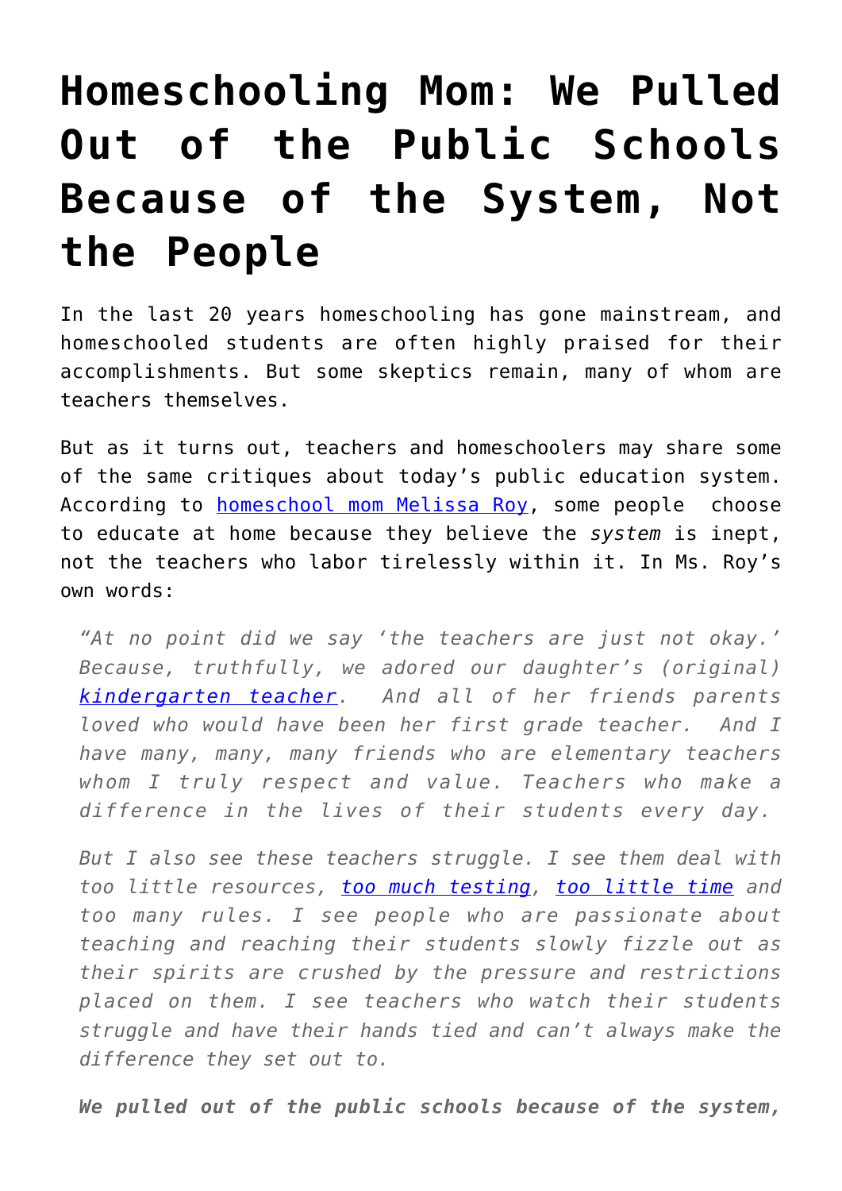# Homeschooling Mom: We Pulled Out of the Public Schools Because of the System, Not the People

In the last 20 years homeschooling has gone mainstream, and homeschooled students are often highly praised for their accomplishments. But some skeptics remain, many of whom are teachers themselves.

But as it turns out, teachers and homeschoolers may share some of the same critiques about today's public education system. According to homeschool mom Melissa Roy, some people choose to educate at home because they believe the *system* is inept, not the teachers who labor tirelessly within it. In Ms. Roy's own words:

> *"At no point did we say 'the teachers are just not okay.' Because, truthfully, we adored our daughter's (original) kindergarten teacher. And all of her friends parents loved who would have been her first grade teacher. And I have many, many, many friends who are elementary teachers whom I truly respect and value. Teachers who make a difference in the lives of their students every day.*
>
> *But I also see these teachers struggle. I see them deal with too little resources, too much testing, too little time and too many rules. I see people who are passionate about teaching and reaching their students slowly fizzle out as their spirits are crushed by the pressure and restrictions placed on them. I see teachers who watch their students struggle and have their hands tied and can't always make the difference they set out to.*
>
> ***We pulled out of the public schools because of the system,***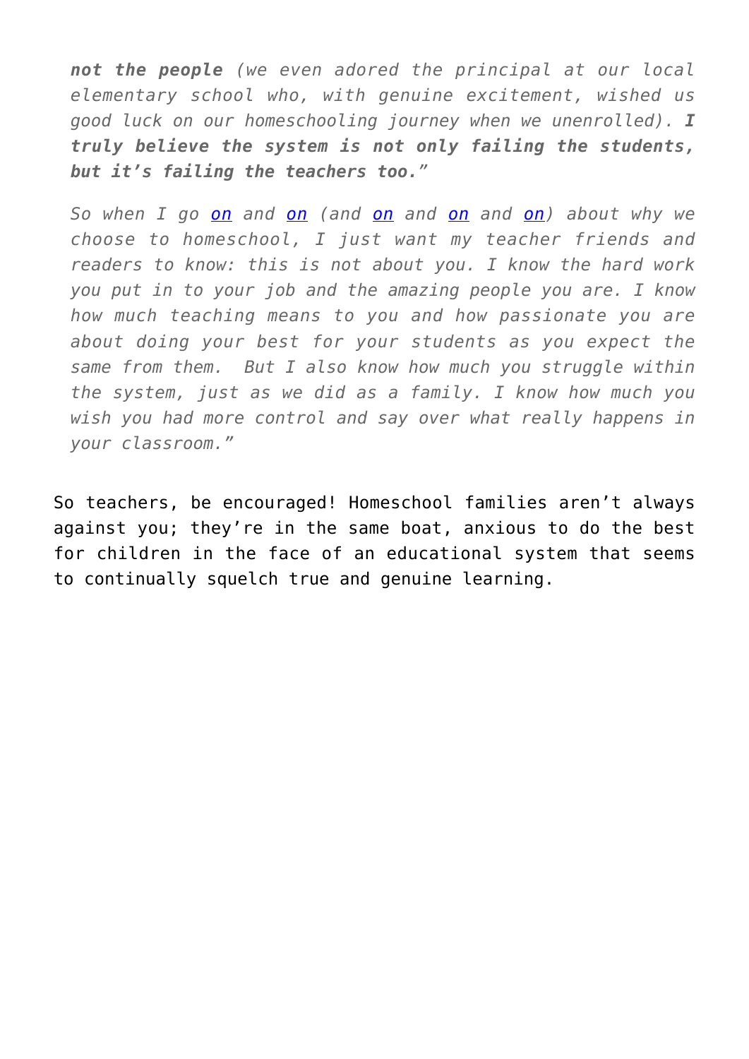> ***not the people*** *(we even adored the principal at our local elementary school who, with genuine excitement, wished us good luck on our homeschooling journey when we unenrolled).* ***I truly believe the system is not only failing the students, but it's failing the teachers too.****"*
>
> *So when I go [on]() and [on]() (and [on]() and [on]() and [on]()) about why we choose to homeschool, I just want my teacher friends and readers to know: this is not about you. I know the hard work you put in to your job and the amazing people you are. I know how much teaching means to you and how passionate you are about doing your best for your students as you expect the same from them. But I also know how much you struggle within the system, just as we did as a family. I know how much you wish you had more control and say over what really happens in your classroom."*

So teachers, be encouraged! Homeschool families aren't always against you; they're in the same boat, anxious to do the best for children in the face of an educational system that seems to continually squelch true and genuine learning.